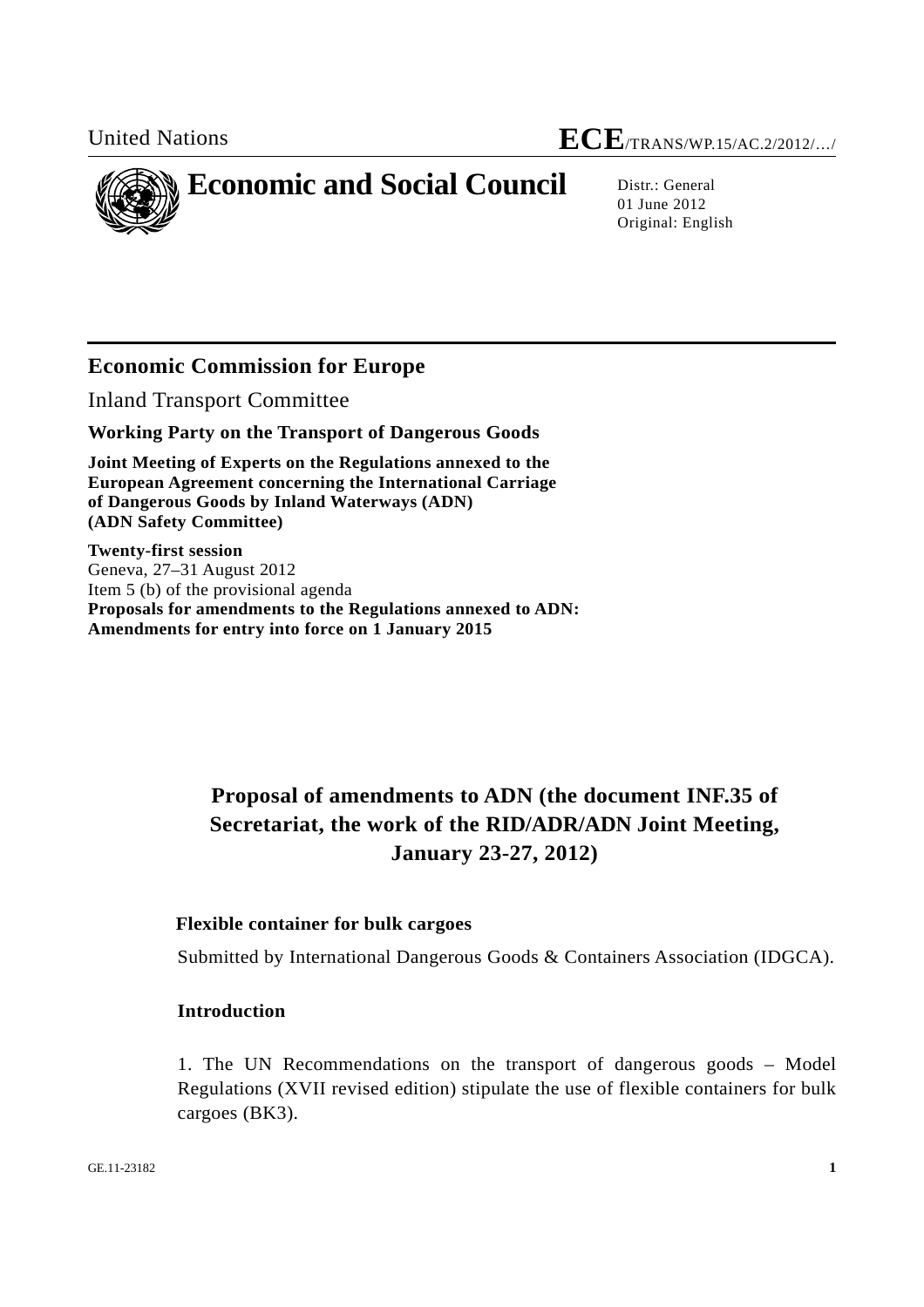United Nations

# ECE/TRANS/WP.15/AC.2/2012/…/

# Economic and Social Council

Distr.: General
01 June 2012
Original: English

## Economic Commission for Europe

Inland Transport Committee

**Working Party on the Transport of Dangerous Goods**

**Joint Meeting of Experts on the Regulations annexed to the European Agreement concerning the International Carriage of Dangerous Goods by Inland Waterways (ADN) (ADN Safety Committee)**

**Twenty-first session**
Geneva, 27–31 August 2012
Item 5 (b) of the provisional agenda
**Proposals for amendments to the Regulations annexed to ADN: Amendments for entry into force on 1 January 2015**

## Proposal of amendments to ADN (the document INF.35 of Secretariat, the work of the RID/ADR/ADN Joint Meeting, January 23-27, 2012)

### Flexible container for bulk cargoes

Submitted by International Dangerous Goods & Containers Association (IDGCA).

### Introduction

1. The UN Recommendations on the transport of dangerous goods – Model Regulations (XVII revised edition) stipulate the use of flexible containers for bulk cargoes (BK3).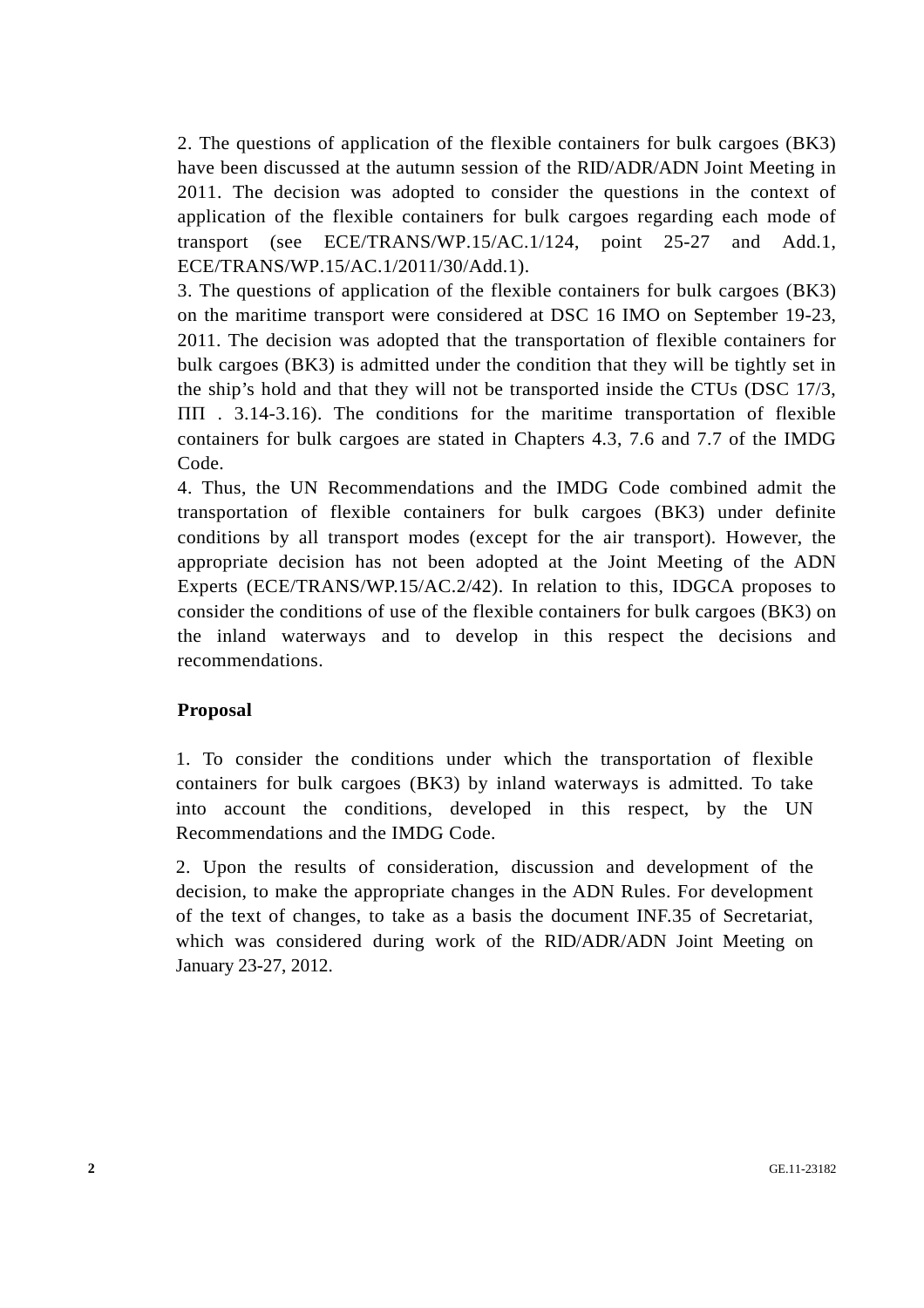2. The questions of application of the flexible containers for bulk cargoes (BK3) have been discussed at the autumn session of the RID/ADR/ADN Joint Meeting in 2011. The decision was adopted to consider the questions in the context of application of the flexible containers for bulk cargoes regarding each mode of transport (see ECE/TRANS/WP.15/AC.1/124, point 25-27 and Add.1, ECE/TRANS/WP.15/AC.1/2011/30/Add.1).

3. The questions of application of the flexible containers for bulk cargoes (BK3) on the maritime transport were considered at DSC 16 IMO on September 19-23, 2011. The decision was adopted that the transportation of flexible containers for bulk cargoes (BK3) is admitted under the condition that they will be tightly set in the ship's hold and that they will not be transported inside the CTUs (DSC 17/3, ПП . 3.14-3.16). The conditions for the maritime transportation of flexible containers for bulk cargoes are stated in Chapters 4.3, 7.6 and 7.7 of the IMDG Code.

4. Thus, the UN Recommendations and the IMDG Code combined admit the transportation of flexible containers for bulk cargoes (BK3) under definite conditions by all transport modes (except for the air transport). However, the appropriate decision has not been adopted at the Joint Meeting of the ADN Experts (ECE/TRANS/WP.15/AC.2/42). In relation to this, IDGCA proposes to consider the conditions of use of the flexible containers for bulk cargoes (BK3) on the inland waterways and to develop in this respect the decisions and recommendations.

**Proposal**

1. To consider the conditions under which the transportation of flexible containers for bulk cargoes (BK3) by inland waterways is admitted. To take into account the conditions, developed in this respect, by the UN Recommendations and the IMDG Code.

2. Upon the results of consideration, discussion and development of the decision, to make the appropriate changes in the ADN Rules. For development of the text of changes, to take as a basis the document INF.35 of Secretariat, which was considered during work of the RID/ADR/ADN Joint Meeting on January 23-27, 2012.